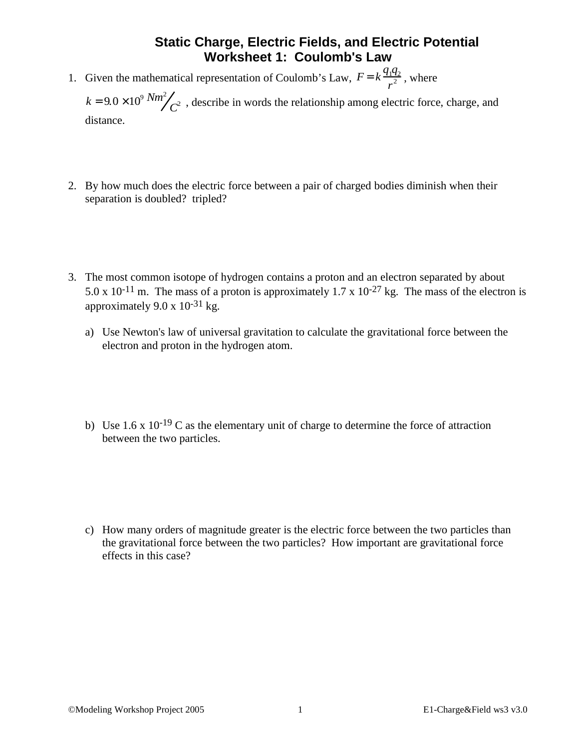# Static Charge, Electric Fields, and Electric Potential
## Worksheet 1: Coulomb's Law

1. Given the mathematical representation of Coulomb's Law, $F = k\frac{q_1 q_2}{r^2}$, where $k = 9.0 \times 10^9\ Nm^2/C^2$, describe in words the relationship among electric force, charge, and distance.

2. By how much does the electric force between a pair of charged bodies diminish when their separation is doubled? tripled?

3. The most common isotope of hydrogen contains a proton and an electron separated by about $5.0 \times 10^{-11}$ m. The mass of a proton is approximately $1.7 \times 10^{-27}$ kg. The mass of the electron is approximately $9.0 \times 10^{-31}$ kg.

   a) Use Newton's law of universal gravitation to calculate the gravitational force between the electron and proton in the hydrogen atom.

   b) Use $1.6 \times 10^{-19}$ C as the elementary unit of charge to determine the force of attraction between the two particles.

   c) How many orders of magnitude greater is the electric force between the two particles than the gravitational force between the two particles? How important are gravitational force effects in this case?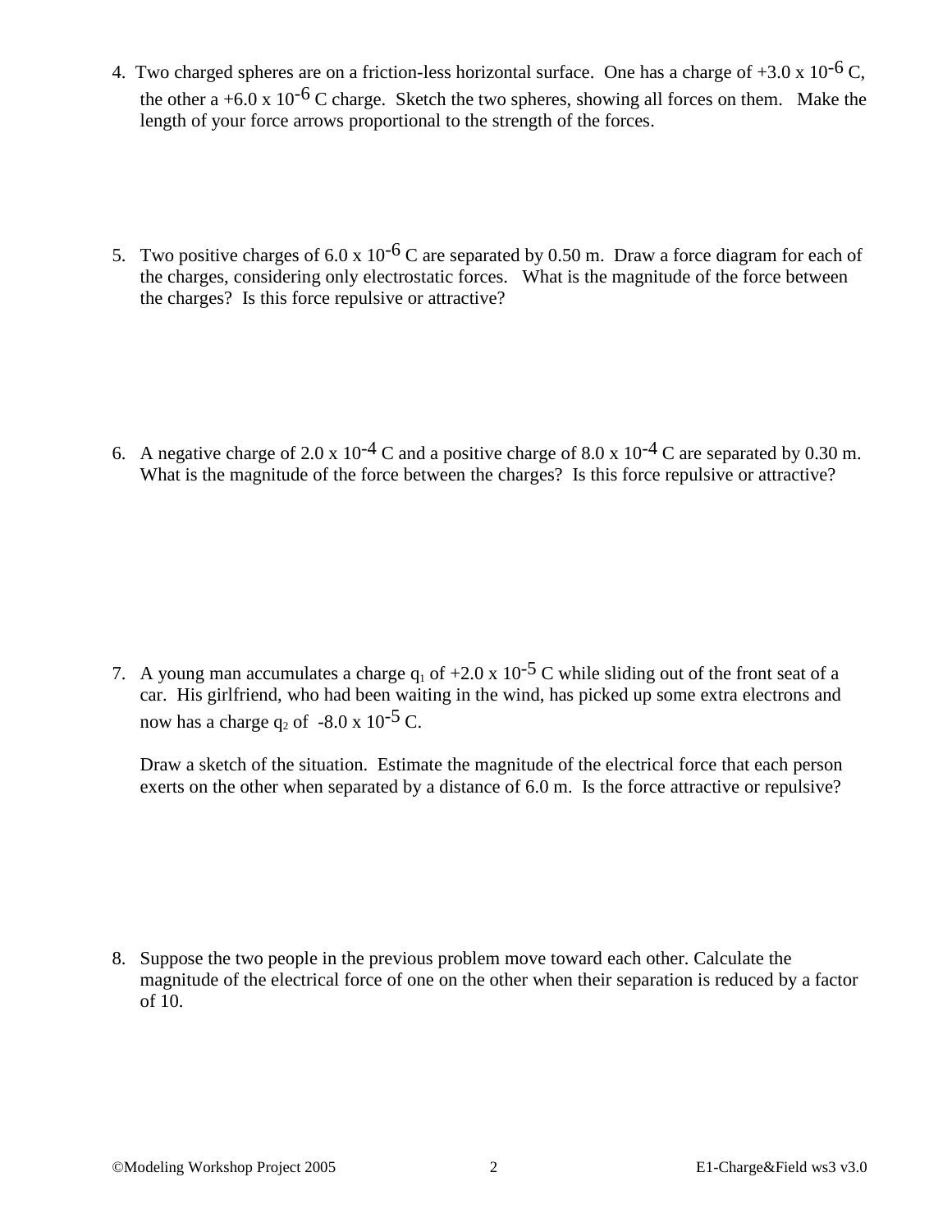4. Two charged spheres are on a friction-less horizontal surface. One has a charge of $+3.0 \times 10^{-6}$ C, the other a $+6.0 \times 10^{-6}$ C charge. Sketch the two spheres, showing all forces on them. Make the length of your force arrows proportional to the strength of the forces.

5. Two positive charges of $6.0 \times 10^{-6}$ C are separated by 0.50 m. Draw a force diagram for each of the charges, considering only electrostatic forces. What is the magnitude of the force between the charges? Is this force repulsive or attractive?

6. A negative charge of $2.0 \times 10^{-4}$ C and a positive charge of $8.0 \times 10^{-4}$ C are separated by 0.30 m. What is the magnitude of the force between the charges? Is this force repulsive or attractive?

7. A young man accumulates a charge $q_1$ of $+2.0 \times 10^{-5}$ C while sliding out of the front seat of a car. His girlfriend, who had been waiting in the wind, has picked up some extra electrons and now has a charge $q_2$ of $-8.0 \times 10^{-5}$ C.

   Draw a sketch of the situation. Estimate the magnitude of the electrical force that each person exerts on the other when separated by a distance of 6.0 m. Is the force attractive or repulsive?

8. Suppose the two people in the previous problem move toward each other. Calculate the magnitude of the electrical force of one on the other when their separation is reduced by a factor of 10.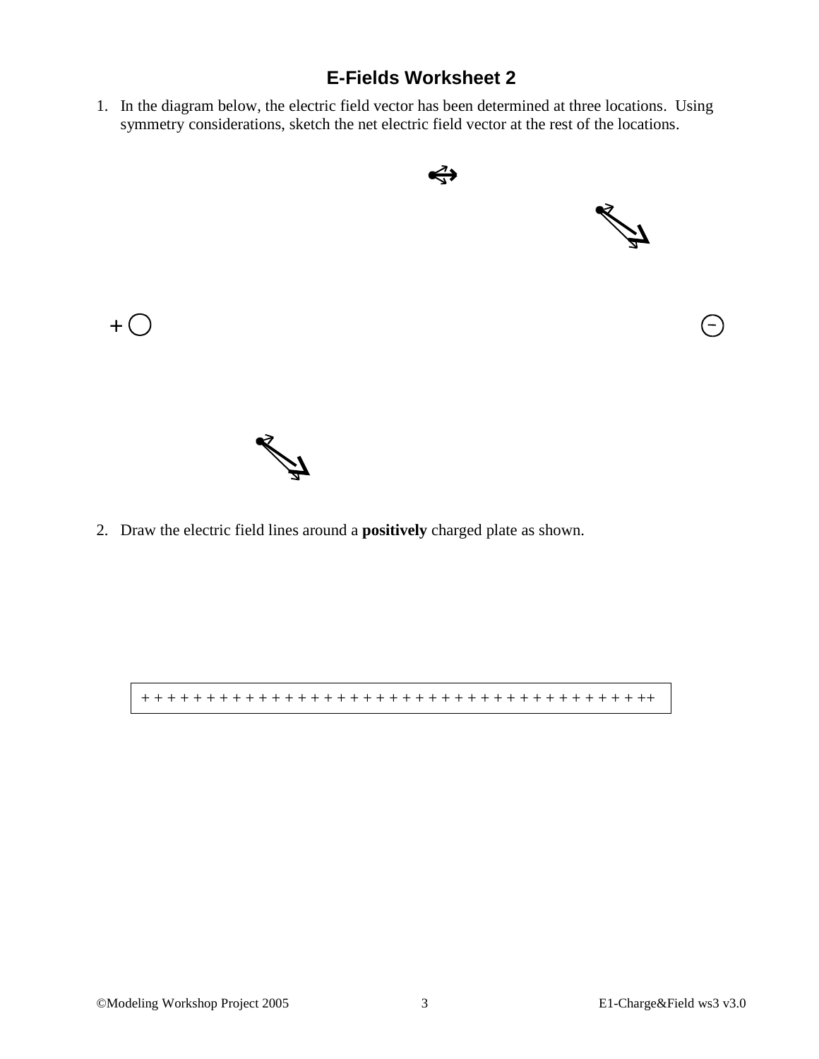# E-Fields Worksheet 2

1. In the diagram below, the electric field vector has been determined at three locations. Using symmetry considerations, sketch the net electric field vector at the rest of the locations.

2. Draw the electric field lines around a **positively** charged plate as shown.

+ + + + + + + + + + + + + + + + + + + + + + + + + + + + + + + + + + + + + + + + + + ++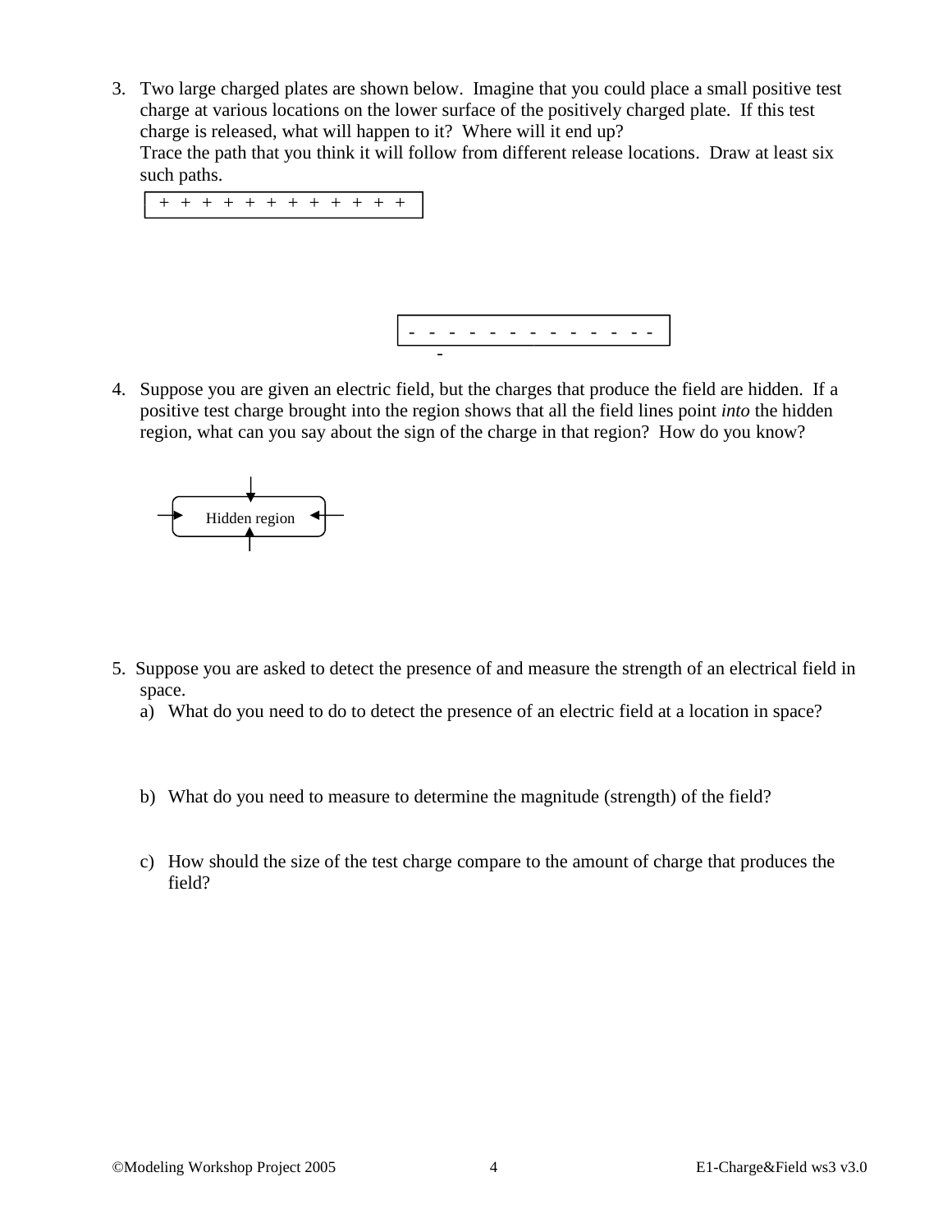3. Two large charged plates are shown below. Imagine that you could place a small positive test charge at various locations on the lower surface of the positively charged plate. If this test charge is released, what will happen to it? Where will it end up?
   Trace the path that you think it will follow from different release locations. Draw at least six such paths.

   + + + + + + + + + + + +

   - - - - - - - - - - - - -

4. Suppose you are given an electric field, but the charges that produce the field are hidden. If a positive test charge brought into the region shows that all the field lines point *into* the hidden region, what can you say about the sign of the charge in that region? How do you know?

   Hidden region

5. Suppose you are asked to detect the presence of and measure the strength of an electrical field in space.
   a) What do you need to do to detect the presence of an electric field at a location in space?

   b) What do you need to measure to determine the magnitude (strength) of the field?

   c) How should the size of the test charge compare to the amount of charge that produces the field?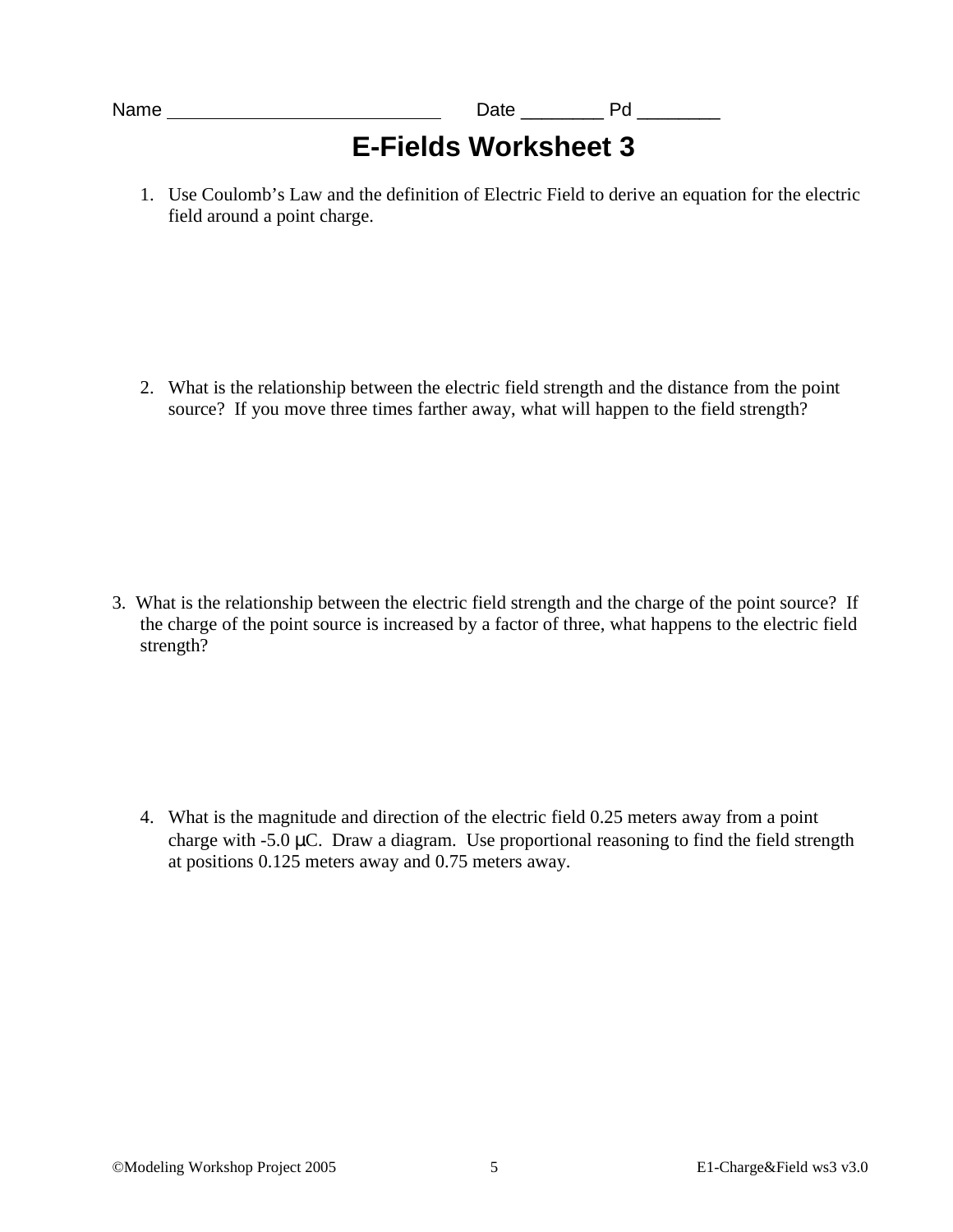Name ___________________________ Date ________ Pd ________

# E-Fields Worksheet 3

1. Use Coulomb's Law and the definition of Electric Field to derive an equation for the electric field around a point charge.

2. What is the relationship between the electric field strength and the distance from the point source? If you move three times farther away, what will happen to the field strength?

3. What is the relationship between the electric field strength and the charge of the point source? If the charge of the point source is increased by a factor of three, what happens to the electric field strength?

4. What is the magnitude and direction of the electric field 0.25 meters away from a point charge with -5.0 μC. Draw a diagram. Use proportional reasoning to find the field strength at positions 0.125 meters away and 0.75 meters away.